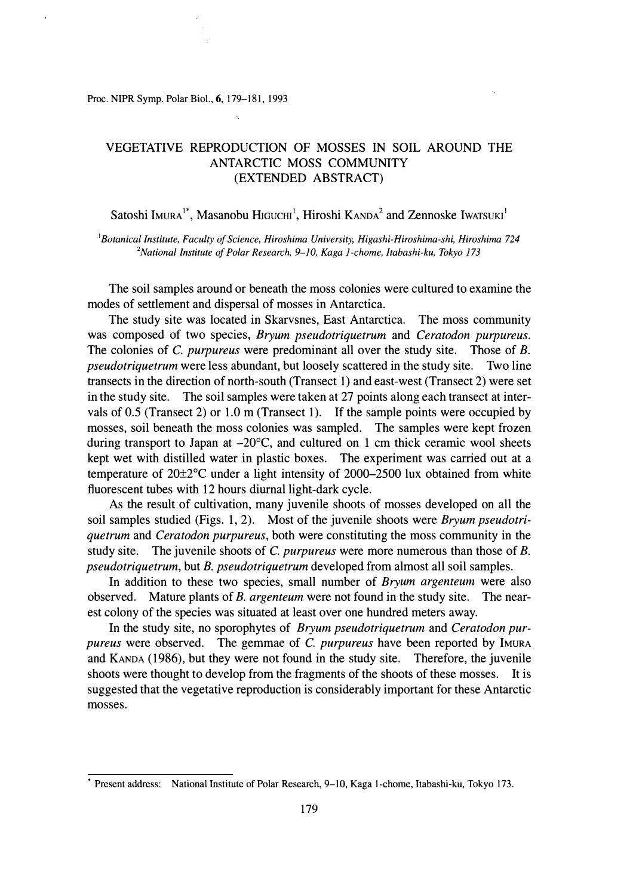# VEGETATIVE REPRODUCTION OF MOSSES IN SOIL AROUND THE ANTARCTIC MOSS COMMUNITY (EXTENDED ABSTRACT)

Satoshi IMURA[1*], Masanobu HIGUCHI[1], Hiroshi KANDA[2] and Zennoske IWATSUKI[1]

[1]*Botanical Institute, Faculty of Science, Hiroshima University, Higashi-Hiroshima-shi, Hiroshima 724*
[2]*National Institute of Polar Research, 9–10, Kaga 1-chome, Itabashi-ku, Tokyo 173*

The soil samples around or beneath the moss colonies were cultured to examine the modes of settlement and dispersal of mosses in Antarctica.

The study site was located in Skarvsnes, East Antarctica. The moss community was composed of two species, *Bryum pseudotriquetrum* and *Ceratodon purpureus*. The colonies of *C. purpureus* were predominant all over the study site. Those of *B. pseudotriquetrum* were less abundant, but loosely scattered in the study site. Two line transects in the direction of north-south (Transect 1) and east-west (Transect 2) were set in the study site. The soil samples were taken at 27 points along each transect at intervals of 0.5 (Transect 2) or 1.0 m (Transect 1). If the sample points were occupied by mosses, soil beneath the moss colonies was sampled. The samples were kept frozen during transport to Japan at –20°C, and cultured on 1 cm thick ceramic wool sheets kept wet with distilled water in plastic boxes. The experiment was carried out at a temperature of 20±2°C under a light intensity of 2000–2500 lux obtained from white fluorescent tubes with 12 hours diurnal light-dark cycle.

As the result of cultivation, many juvenile shoots of mosses developed on all the soil samples studied (Figs. 1, 2). Most of the juvenile shoots were *Bryum pseudotriquetrum* and *Ceratodon purpureus*, both were constituting the moss community in the study site. The juvenile shoots of *C. purpureus* were more numerous than those of *B. pseudotriquetrum*, but *B. pseudotriquetrum* developed from almost all soil samples.

In addition to these two species, small number of *Bryum argenteum* were also observed. Mature plants of *B. argenteum* were not found in the study site. The nearest colony of the species was situated at least over one hundred meters away.

In the study site, no sporophytes of *Bryum pseudotriquetrum* and *Ceratodon purpureus* were observed. The gemmae of *C. purpureus* have been reported by IMURA and KANDA (1986), but they were not found in the study site. Therefore, the juvenile shoots were thought to develop from the fragments of the shoots of these mosses. It is suggested that the vegetative reproduction is considerably important for these Antarctic mosses.

---

[*] Present address: National Institute of Polar Research, 9–10, Kaga 1-chome, Itabashi-ku, Tokyo 173.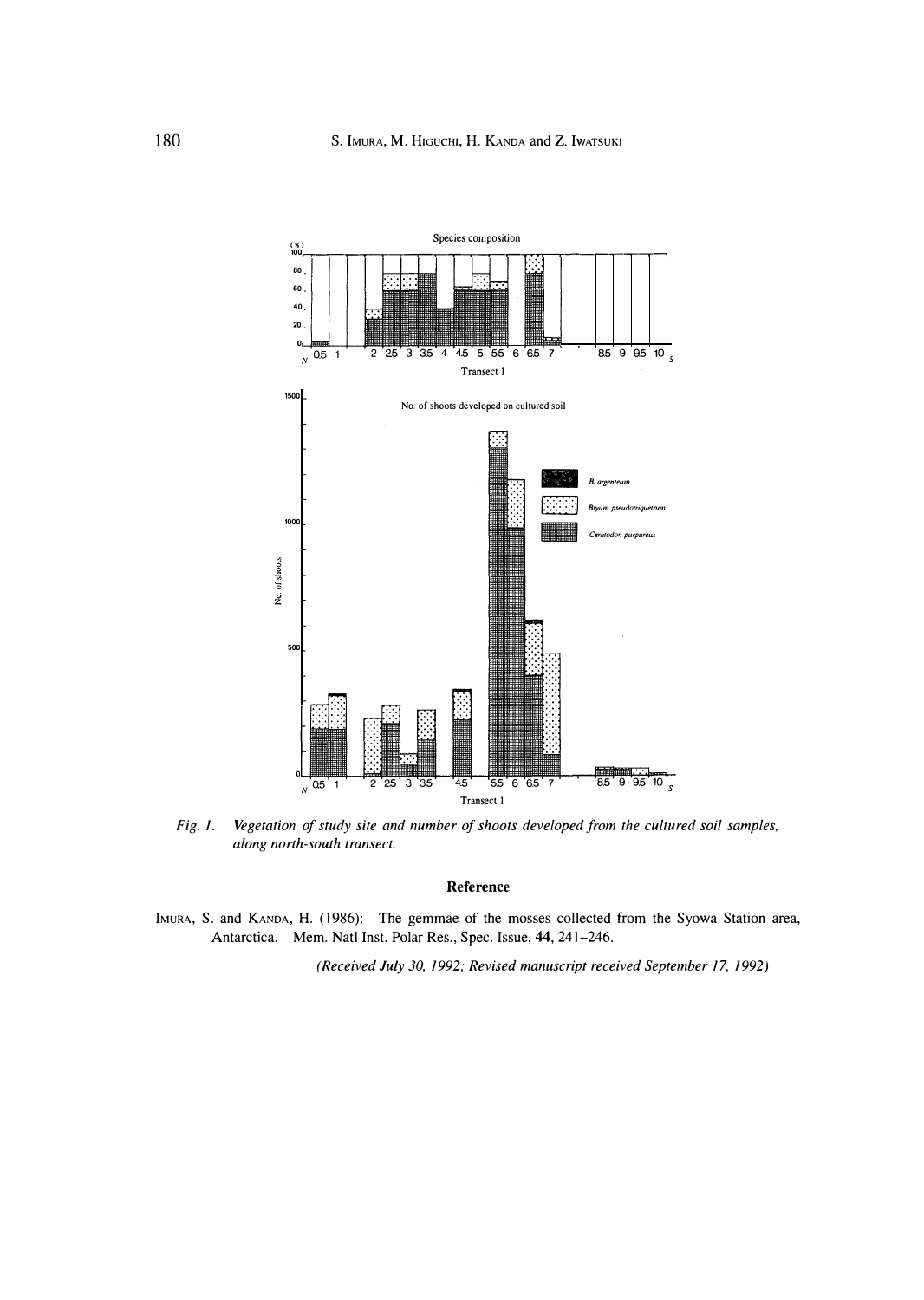*Fig. 1. Vegetation of study site and number of shoots developed from the cultured soil samples, along north-south transect.*

## Reference

IMURA, S. and KANDA, H. (1986): The gemmae of the mosses collected from the Syowa Station area, Antarctica. Mem. Natl Inst. Polar Res., Spec. Issue, **44**, 241–246.

*(Received July 30, 1992; Revised manuscript received September 17, 1992)*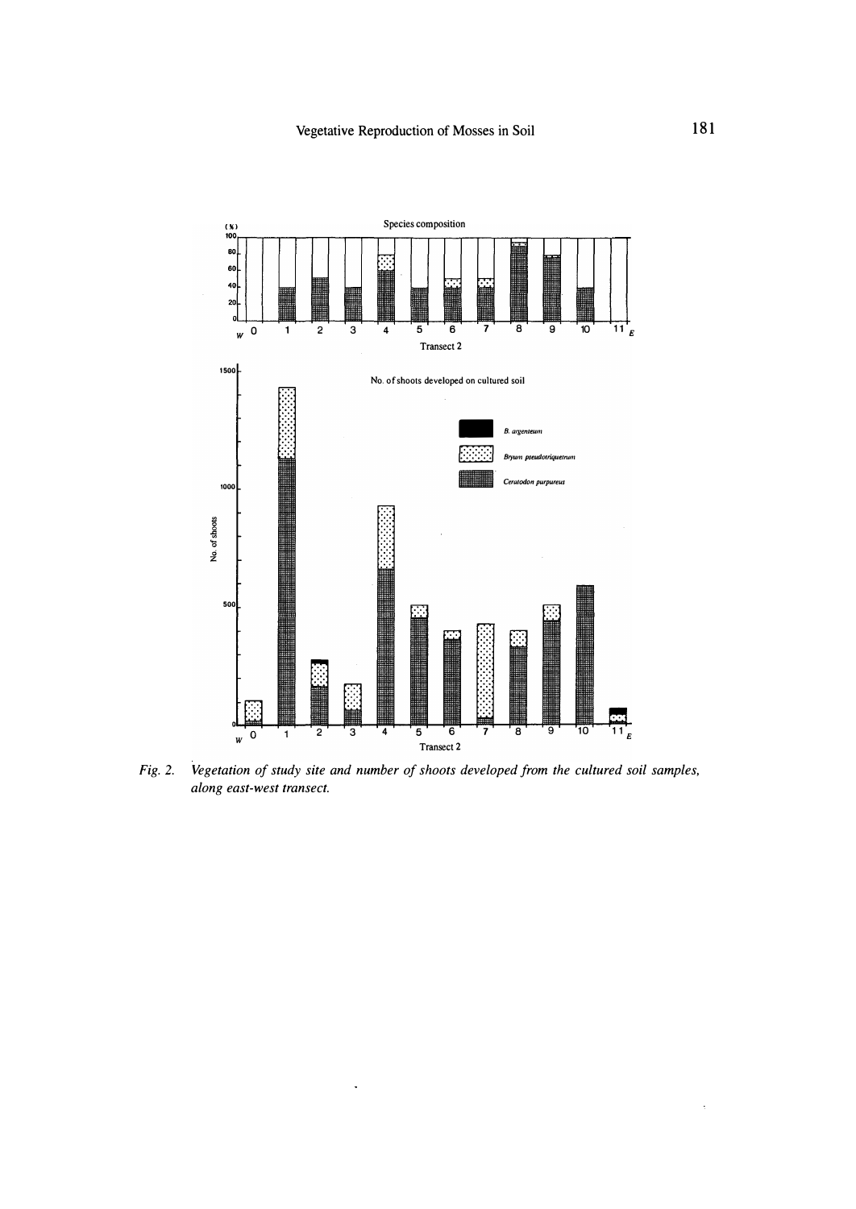Species composition

(%)
100
80
60
40
20
0

W 0 1 2 3 4 5 6 7 8 9 10 11 E

Transect 2

No. of shoots developed on cultured soil

1500
1000
500
0

No. of shoots

B. argenteum

Bryum pseudotriquetrum

Ceratodon purpureus

W 0 1 2 3 4 5 6 7 8 9 10 11 E

Transect 2

*Fig. 2. Vegetation of study site and number of shoots developed from the cultured soil samples, along east-west transect.*